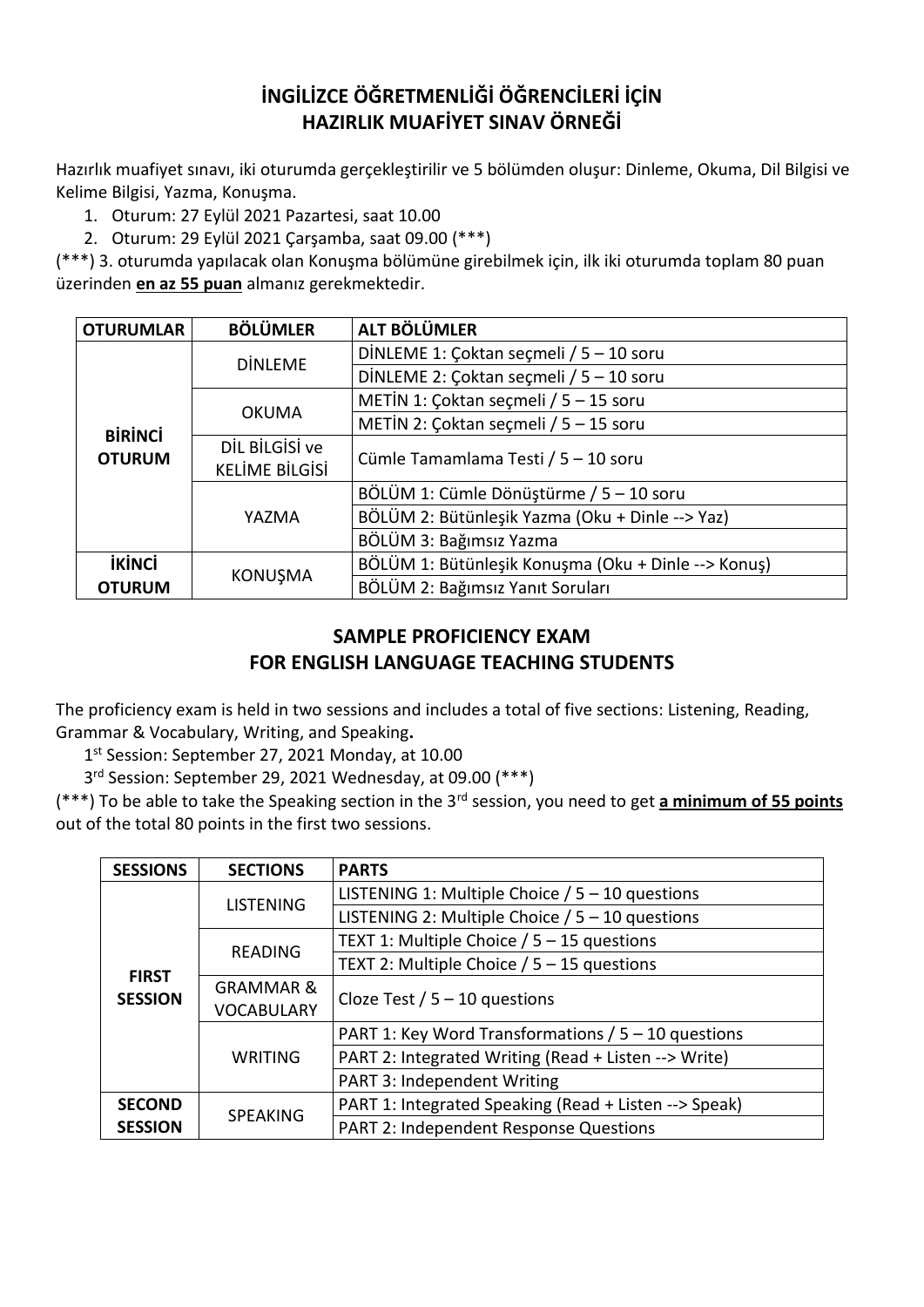# İNGİLİZCE ÖĞRETMENLİĞİ ÖĞRENCİLERİ İÇİN HAZIRLIK MUAFİYET SINAV ÖRNEĞİ

Hazırlık muafiyet sınavı, iki oturumda gerçekleştirilir ve 5 bölümden oluşur: Dinleme, Okuma, Dil Bilgisi ve Kelime Bilgisi, Yazma, Konuşma.

1. Oturum: 27 Eylül 2021 Pazartesi, saat 10.00
2. Oturum: 29 Eylül 2021 Çarşamba, saat 09.00 (***)

(***) 3. oturumda yapılacak olan Konuşma bölümüne girebilmek için, ilk iki oturumda toplam 80 puan üzerinden **en az 55 puan** almanız gerekmektedir.

| OTURUMLAR | BÖLÜMLER | ALT BÖLÜMLER |
|---|---|---|
| BİRİNCİ OTURUM | DİNLEME | DİNLEME 1: Çoktan seçmeli / 5 – 10 soru |
| | | DİNLEME 2: Çoktan seçmeli / 5 – 10 soru |
| | OKUMA | METİN 1: Çoktan seçmeli / 5 – 15 soru |
| | | METİN 2: Çoktan seçmeli / 5 – 15 soru |
| | DİL BİLGİSİ ve KELİME BİLGİSİ | Cümle Tamamlama Testi / 5 – 10 soru |
| | YAZMA | BÖLÜM 1: Cümle Dönüştürme / 5 – 10 soru |
| | | BÖLÜM 2: Bütünleşik Yazma (Oku + Dinle --> Yaz) |
| | | BÖLÜM 3: Bağımsız Yazma |
| İKİNCİ OTURUM | KONUŞMA | BÖLÜM 1: Bütünleşik Konuşma (Oku + Dinle --> Konuş) |
| | | BÖLÜM 2: Bağımsız Yanıt Soruları |

# SAMPLE PROFICIENCY EXAM FOR ENGLISH LANGUAGE TEACHING STUDENTS

The proficiency exam is held in two sessions and includes a total of five sections: Listening, Reading, Grammar & Vocabulary, Writing, and Speaking**.**

1st Session: September 27, 2021 Monday, at 10.00

3rd Session: September 29, 2021 Wednesday, at 09.00 (***)

(***) To be able to take the Speaking section in the 3rd session, you need to get **a minimum of 55 points** out of the total 80 points in the first two sessions.

| SESSIONS | SECTIONS | PARTS |
|---|---|---|
| FIRST SESSION | LISTENING | LISTENING 1: Multiple Choice / 5 – 10 questions |
| | | LISTENING 2: Multiple Choice / 5 – 10 questions |
| | READING | TEXT 1: Multiple Choice / 5 – 15 questions |
| | | TEXT 2: Multiple Choice / 5 – 15 questions |
| | GRAMMAR & VOCABULARY | Cloze Test / 5 – 10 questions |
| | WRITING | PART 1: Key Word Transformations / 5 – 10 questions |
| | | PART 2: Integrated Writing (Read + Listen --> Write) |
| | | PART 3: Independent Writing |
| SECOND SESSION | SPEAKING | PART 1: Integrated Speaking (Read + Listen --> Speak) |
| | | PART 2: Independent Response Questions |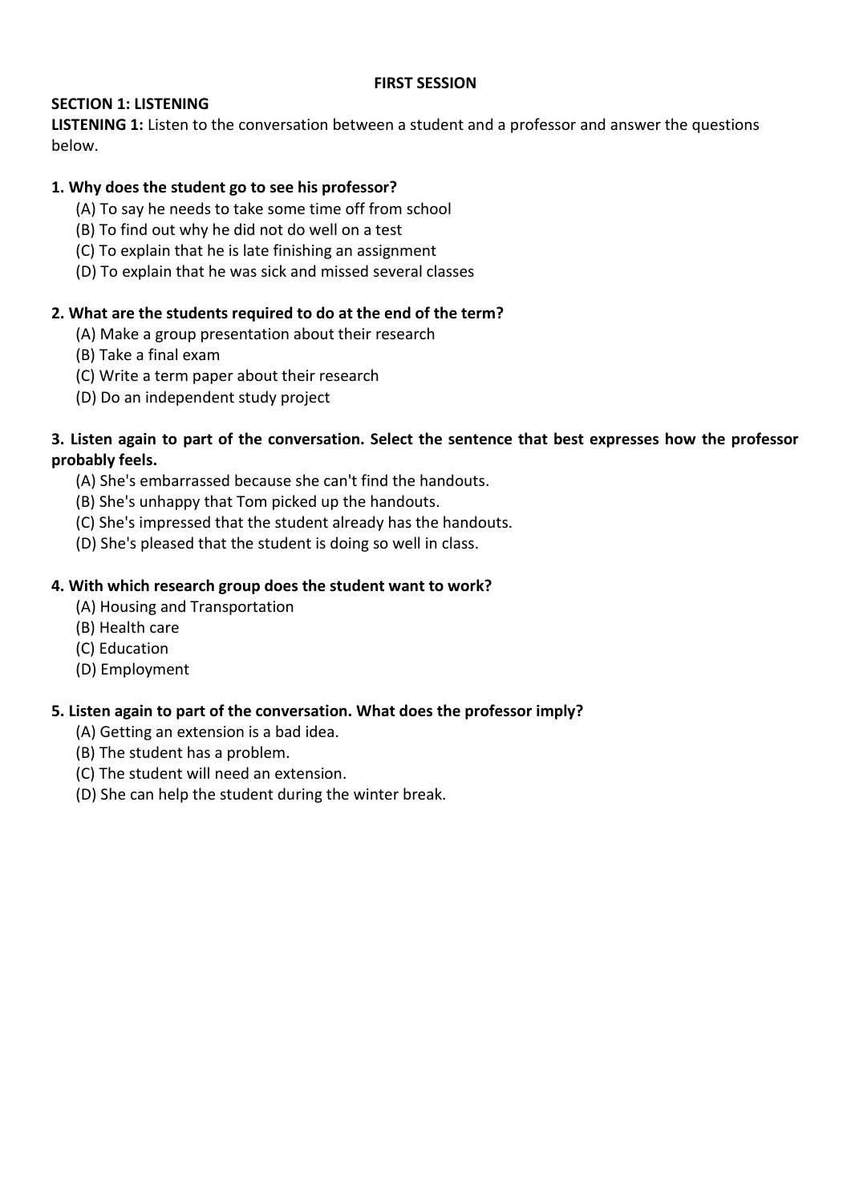**FIRST SESSION**

**SECTION 1: LISTENING**

**LISTENING 1:** Listen to the conversation between a student and a professor and answer the questions below.

**1. Why does the student go to see his professor?**

(A) To say he needs to take some time off from school
(B) To find out why he did not do well on a test
(C) To explain that he is late finishing an assignment
(D) To explain that he was sick and missed several classes

**2. What are the students required to do at the end of the term?**

(A) Make a group presentation about their research
(B) Take a final exam
(C) Write a term paper about their research
(D) Do an independent study project

**3. Listen again to part of the conversation. Select the sentence that best expresses how the professor probably feels.**

(A) She's embarrassed because she can't find the handouts.
(B) She's unhappy that Tom picked up the handouts.
(C) She's impressed that the student already has the handouts.
(D) She's pleased that the student is doing so well in class.

**4. With which research group does the student want to work?**

(A) Housing and Transportation
(B) Health care
(C) Education
(D) Employment

**5. Listen again to part of the conversation. What does the professor imply?**

(A) Getting an extension is a bad idea.
(B) The student has a problem.
(C) The student will need an extension.
(D) She can help the student during the winter break.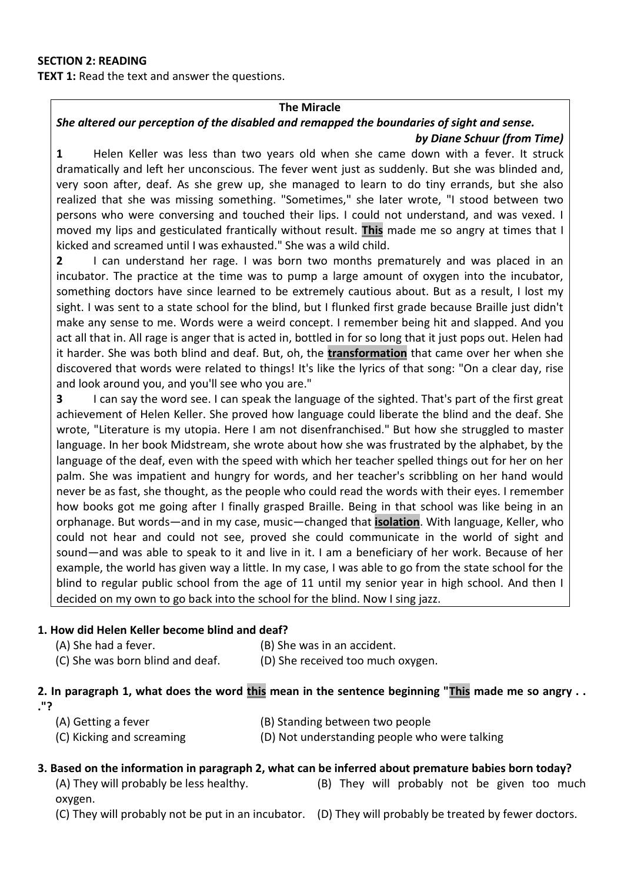**SECTION 2: READING**

**TEXT 1:** Read the text and answer the questions.

**The Miracle**

***She altered our perception of the disabled and remapped the boundaries of sight and sense.***

***by Diane Schuur (from Time)***

**1** Helen Keller was less than two years old when she came down with a fever. It struck dramatically and left her unconscious. The fever went just as suddenly. But she was blinded and, very soon after, deaf. As she grew up, she managed to learn to do tiny errands, but she also realized that she was missing something. "Sometimes," she later wrote, "I stood between two persons who were conversing and touched their lips. I could not understand, and was vexed. I moved my lips and gesticulated frantically without result. **This** made me so angry at times that I kicked and screamed until I was exhausted." She was a wild child.

**2** I can understand her rage. I was born two months prematurely and was placed in an incubator. The practice at the time was to pump a large amount of oxygen into the incubator, something doctors have since learned to be extremely cautious about. But as a result, I lost my sight. I was sent to a state school for the blind, but I flunked first grade because Braille just didn't make any sense to me. Words were a weird concept. I remember being hit and slapped. And you act all that in. All rage is anger that is acted in, bottled in for so long that it just pops out. Helen had it harder. She was both blind and deaf. But, oh, the **transformation** that came over her when she discovered that words were related to things! It's like the lyrics of that song: "On a clear day, rise and look around you, and you'll see who you are."

**3** I can say the word see. I can speak the language of the sighted. That's part of the first great achievement of Helen Keller. She proved how language could liberate the blind and the deaf. She wrote, "Literature is my utopia. Here I am not disenfranchised." But how she struggled to master language. In her book Midstream, she wrote about how she was frustrated by the alphabet, by the language of the deaf, even with the speed with which her teacher spelled things out for her on her palm. She was impatient and hungry for words, and her teacher's scribbling on her hand would never be as fast, she thought, as the people who could read the words with their eyes. I remember how books got me going after I finally grasped Braille. Being in that school was like being in an orphanage. But words—and in my case, music—changed that **isolation**. With language, Keller, who could not hear and could not see, proved she could communicate in the world of sight and sound—and was able to speak to it and live in it. I am a beneficiary of her work. Because of her example, the world has given way a little. In my case, I was able to go from the state school for the blind to regular public school from the age of 11 until my senior year in high school. And then I decided on my own to go back into the school for the blind. Now I sing jazz.

**1. How did Helen Keller become blind and deaf?**

(A) She had a fever.
(B) She was in an accident.
(C) She was born blind and deaf.
(D) She received too much oxygen.

**2. In paragraph 1, what does the word this mean in the sentence beginning "This made me so angry . . ."?**

(A) Getting a fever
(B) Standing between two people
(C) Kicking and screaming
(D) Not understanding people who were talking

**3. Based on the information in paragraph 2, what can be inferred about premature babies born today?**

(A) They will probably be less healthy.
(B) They will probably not be given too much oxygen.
(C) They will probably not be put in an incubator.
(D) They will probably be treated by fewer doctors.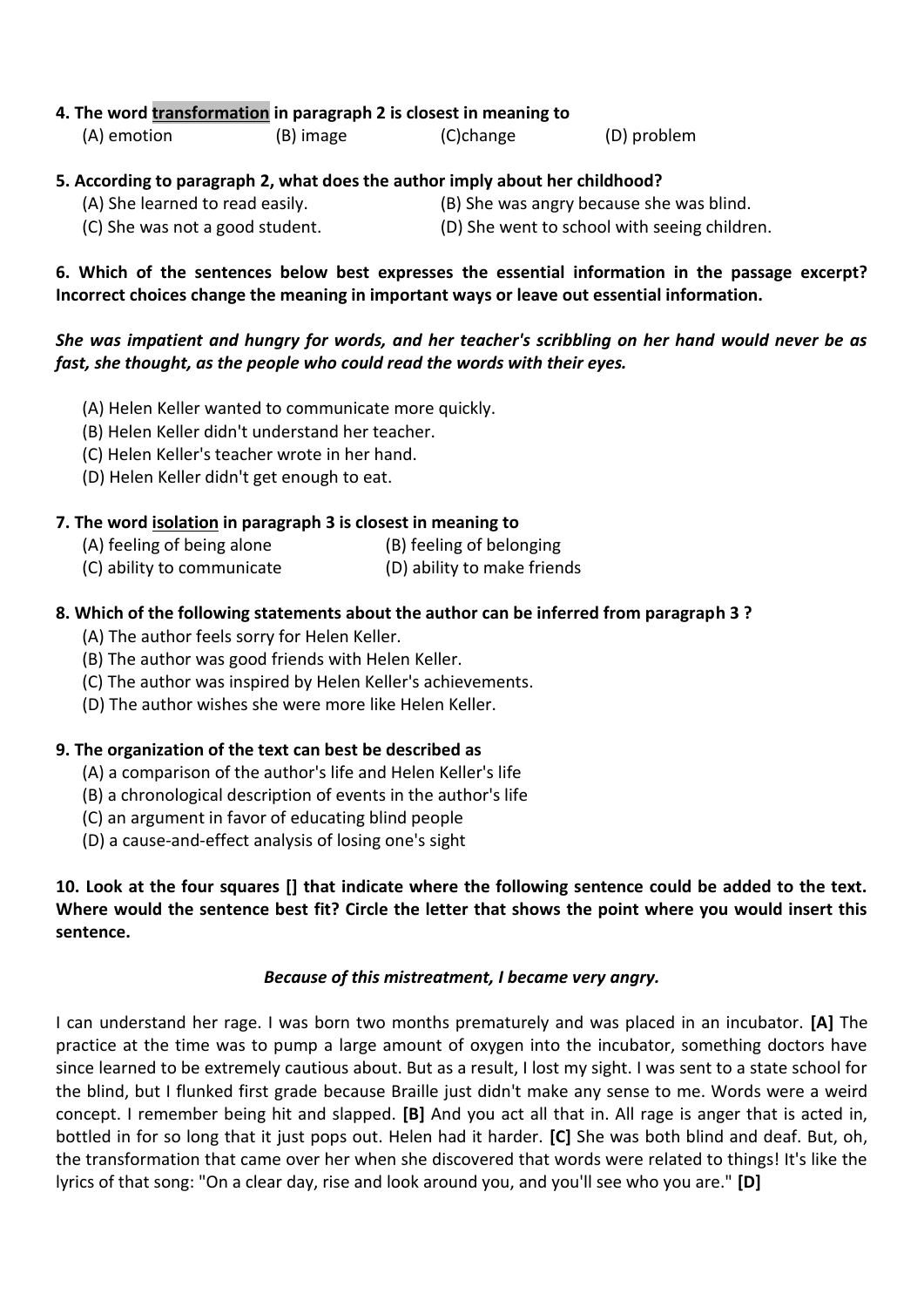**4. The word transformation in paragraph 2 is closest in meaning to**

(A) emotion (B) image (C)change (D) problem

**5. According to paragraph 2, what does the author imply about her childhood?**

(A) She learned to read easily.
(B) She was angry because she was blind.
(C) She was not a good student.
(D) She went to school with seeing children.

**6. Which of the sentences below best expresses the essential information in the passage excerpt? Incorrect choices change the meaning in important ways or leave out essential information.**

***She was impatient and hungry for words, and her teacher's scribbling on her hand would never be as fast, she thought, as the people who could read the words with their eyes.***

(A) Helen Keller wanted to communicate more quickly.
(B) Helen Keller didn't understand her teacher.
(C) Helen Keller's teacher wrote in her hand.
(D) Helen Keller didn't get enough to eat.

**7. The word isolation in paragraph 3 is closest in meaning to**

(A) feeling of being alone
(B) feeling of belonging
(C) ability to communicate
(D) ability to make friends

**8. Which of the following statements about the author can be inferred from paragraph 3 ?**

(A) The author feels sorry for Helen Keller.
(B) The author was good friends with Helen Keller.
(C) The author was inspired by Helen Keller's achievements.
(D) The author wishes she were more like Helen Keller.

**9. The organization of the text can best be described as**

(A) a comparison of the author's life and Helen Keller's life
(B) a chronological description of events in the author's life
(C) an argument in favor of educating blind people
(D) a cause-and-effect analysis of losing one's sight

**10. Look at the four squares [] that indicate where the following sentence could be added to the text. Where would the sentence best fit? Circle the letter that shows the point where you would insert this sentence.**

***Because of this mistreatment, I became very angry.***

I can understand her rage. I was born two months prematurely and was placed in an incubator. **[A]** The practice at the time was to pump a large amount of oxygen into the incubator, something doctors have since learned to be extremely cautious about. But as a result, I lost my sight. I was sent to a state school for the blind, but I flunked first grade because Braille just didn't make any sense to me. Words were a weird concept. I remember being hit and slapped. **[B]** And you act all that in. All rage is anger that is acted in, bottled in for so long that it just pops out. Helen had it harder. **[C]** She was both blind and deaf. But, oh, the transformation that came over her when she discovered that words were related to things! It's like the lyrics of that song: "On a clear day, rise and look around you, and you'll see who you are." **[D]**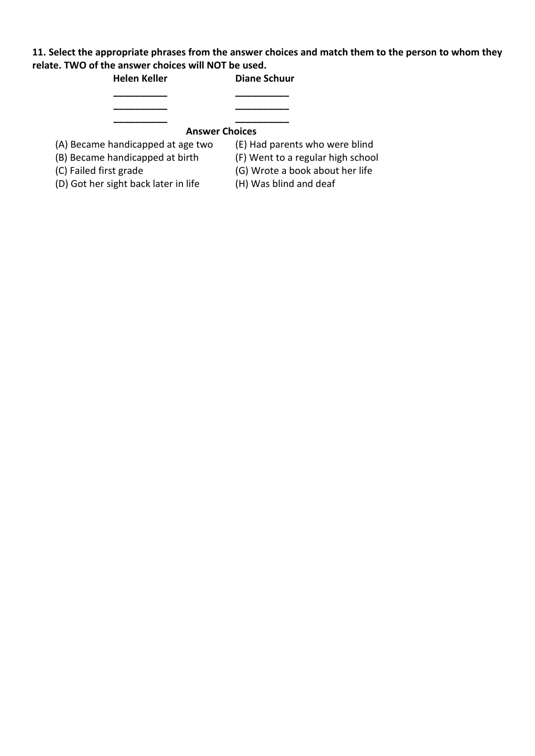**11. Select the appropriate phrases from the answer choices and match them to the person to whom they relate. TWO of the answer choices will NOT be used.**

| **Helen Keller** | **Diane Schuur** |
| --- | --- |
| __________ | __________ |
| __________ | __________ |
| __________ | __________ |

**Answer Choices**

(A) Became handicapped at age two

(B) Became handicapped at birth

(C) Failed first grade

(D) Got her sight back later in life

(E) Had parents who were blind

(F) Went to a regular high school

(G) Wrote a book about her life

(H) Was blind and deaf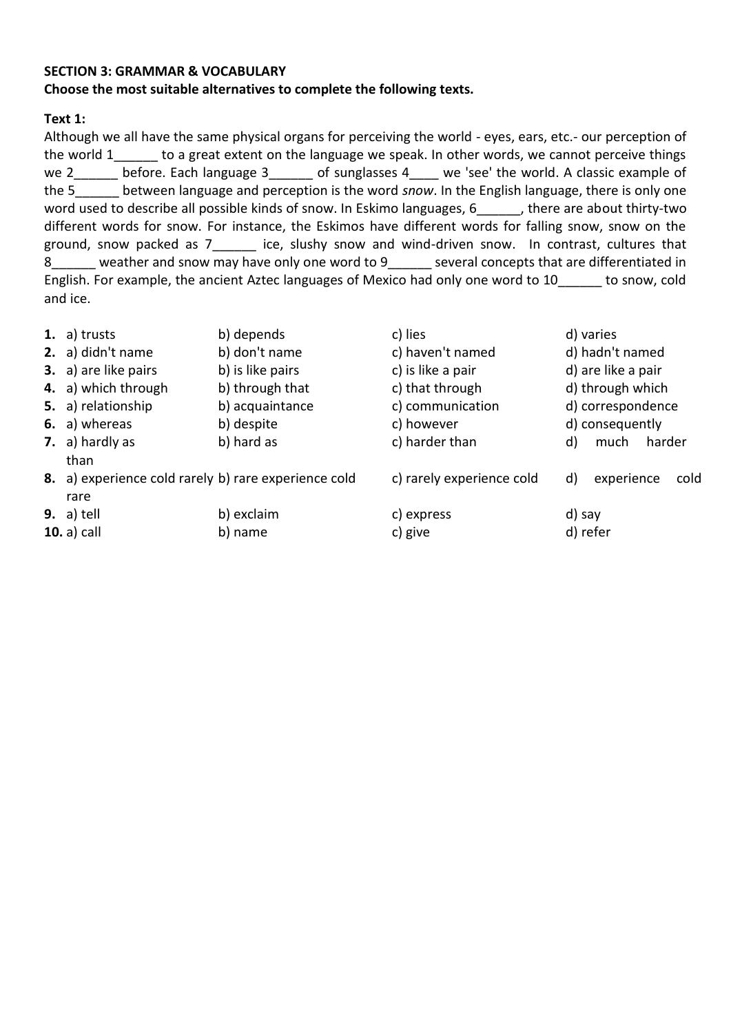**SECTION 3: GRAMMAR & VOCABULARY**

**Choose the most suitable alternatives to complete the following texts.**

**Text 1:**

Although we all have the same physical organs for perceiving the world - eyes, ears, etc.- our perception of the world 1______ to a great extent on the language we speak. In other words, we cannot perceive things we 2______ before. Each language 3______ of sunglasses 4____ we 'see' the world. A classic example of the 5______ between language and perception is the word *snow*. In the English language, there is only one word used to describe all possible kinds of snow. In Eskimo languages, 6______, there are about thirty-two different words for snow. For instance, the Eskimos have different words for falling snow, snow on the ground, snow packed as 7______ ice, slushy snow and wind-driven snow. In contrast, cultures that 8______ weather and snow may have only one word to 9______ several concepts that are differentiated in English. For example, the ancient Aztec languages of Mexico had only one word to 10______ to snow, cold and ice.

| | | | |
|---|---|---|---|
| **1.** a) trusts | b) depends | c) lies | d) varies |
| **2.** a) didn't name | b) don't name | c) haven't named | d) hadn't named |
| **3.** a) are like pairs | b) is like pairs | c) is like a pair | d) are like a pair |
| **4.** a) which through | b) through that | c) that through | d) through which |
| **5.** a) relationship | b) acquaintance | c) communication | d) correspondence |
| **6.** a) whereas | b) despite | c) however | d) consequently |
| **7.** a) hardly as than | b) hard as | c) harder than | d) much harder |
| **8.** a) experience cold rarely rare | b) rare experience cold | c) rarely experience cold | d) experience cold |
| **9.** a) tell | b) exclaim | c) express | d) say |
| **10.** a) call | b) name | c) give | d) refer |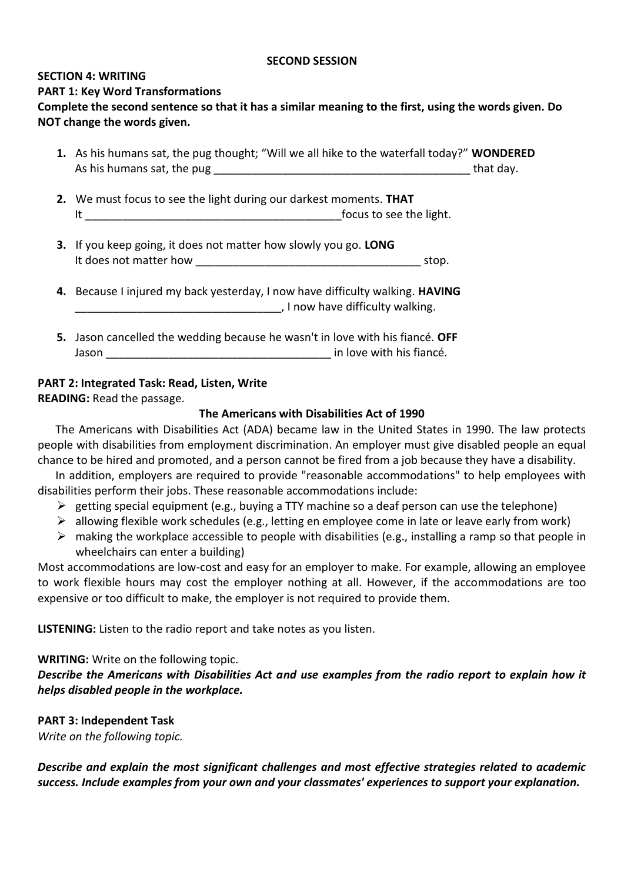**SECOND SESSION**

**SECTION 4: WRITING**

**PART 1: Key Word Transformations**

**Complete the second sentence so that it has a similar meaning to the first, using the words given. Do NOT change the words given.**

1. As his humans sat, the pug thought; "Will we all hike to the waterfall today?" **WONDERED**
   As his humans sat, the pug ________________________________________ that day.

2. We must focus to see the light during our darkest moments. **THAT**
   It ________________________________________focus to see the light.

3. If you keep going, it does not matter how slowly you go. **LONG**
   It does not matter how __________________________________ stop.

4. Because I injured my back yesterday, I now have difficulty walking. **HAVING**
   ________________________________, I now have difficulty walking.

5. Jason cancelled the wedding because he wasn't in love with his fiancé. **OFF**
   Jason __________________________________ in love with his fiancé.

**PART 2: Integrated Task: Read, Listen, Write**

**READING:** Read the passage.

**The Americans with Disabilities Act of 1990**

The Americans with Disabilities Act (ADA) became law in the United States in 1990. The law protects people with disabilities from employment discrimination. An employer must give disabled people an equal chance to be hired and promoted, and a person cannot be fired from a job because they have a disability.

In addition, employers are required to provide "reasonable accommodations" to help employees with disabilities perform their jobs. These reasonable accommodations include:

- getting special equipment (e.g., buying a TTY machine so a deaf person can use the telephone)
- allowing flexible work schedules (e.g., letting en employee come in late or leave early from work)
- making the workplace accessible to people with disabilities (e.g., installing a ramp so that people in wheelchairs can enter a building)

Most accommodations are low-cost and easy for an employer to make. For example, allowing an employee to work flexible hours may cost the employer nothing at all. However, if the accommodations are too expensive or too difficult to make, the employer is not required to provide them.

**LISTENING:** Listen to the radio report and take notes as you listen.

**WRITING:** Write on the following topic.

***Describe the Americans with Disabilities Act and use examples from the radio report to explain how it helps disabled people in the workplace.***

**PART 3: Independent Task**

*Write on the following topic.*

***Describe and explain the most significant challenges and most effective strategies related to academic success. Include examples from your own and your classmates' experiences to support your explanation.***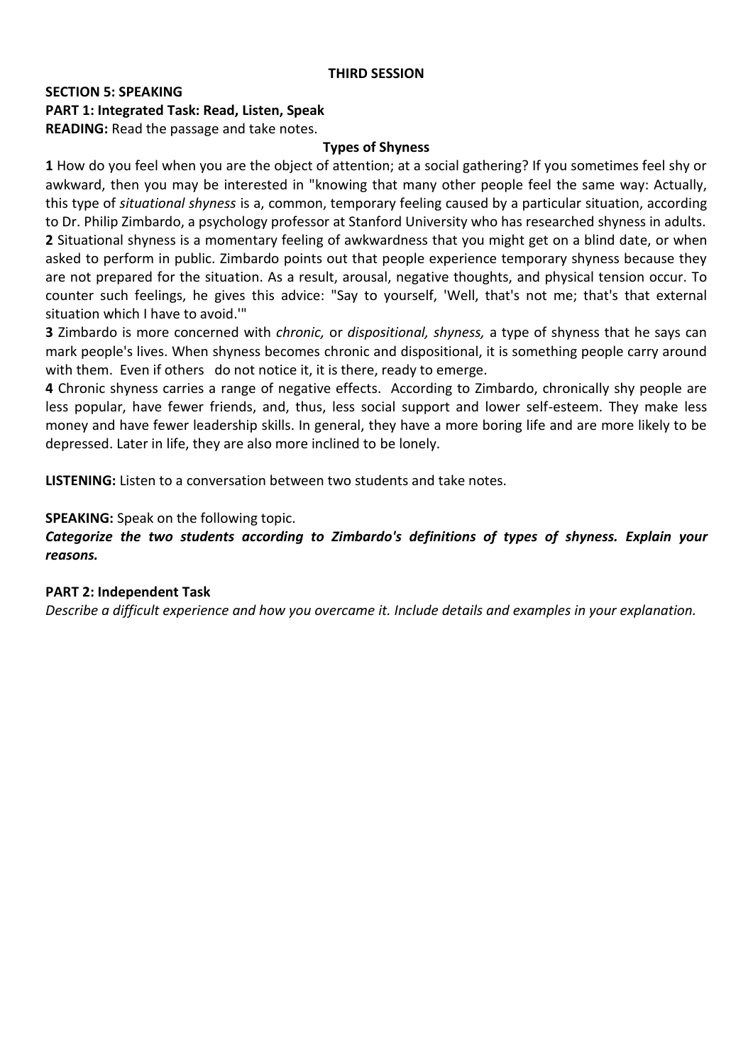**THIRD SESSION**

**SECTION 5: SPEAKING**

**PART 1: Integrated Task: Read, Listen, Speak**

**READING:** Read the passage and take notes.

**Types of Shyness**

**1** How do you feel when you are the object of attention; at a social gathering? If you sometimes feel shy or awkward, then you may be interested in "knowing that many other people feel the same way: Actually, this type of *situational shyness* is a, common, temporary feeling caused by a particular situation, according to Dr. Philip Zimbardo, a psychology professor at Stanford University who has researched shyness in adults.

**2** Situational shyness is a momentary feeling of awkwardness that you might get on a blind date, or when asked to perform in public. Zimbardo points out that people experience temporary shyness because they are not prepared for the situation. As a result, arousal, negative thoughts, and physical tension occur. To counter such feelings, he gives this advice: "Say to yourself, 'Well, that's not me; that's that external situation which I have to avoid.'"

**3** Zimbardo is more concerned with *chronic,* or *dispositional, shyness,* a type of shyness that he says can mark people's lives. When shyness becomes chronic and dispositional, it is something people carry around with them. Even if others do not notice it, it is there, ready to emerge.

**4** Chronic shyness carries a range of negative effects. According to Zimbardo, chronically shy people are less popular, have fewer friends, and, thus, less social support and lower self-esteem. They make less money and have fewer leadership skills. In general, they have a more boring life and are more likely to be depressed. Later in life, they are also more inclined to be lonely.

**LISTENING:** Listen to a conversation between two students and take notes.

**SPEAKING:** Speak on the following topic.

***Categorize the two students according to Zimbardo's definitions of types of shyness. Explain your reasons.***

**PART 2: Independent Task**

*Describe a difficult experience and how you overcame it. Include details and examples in your explanation.*